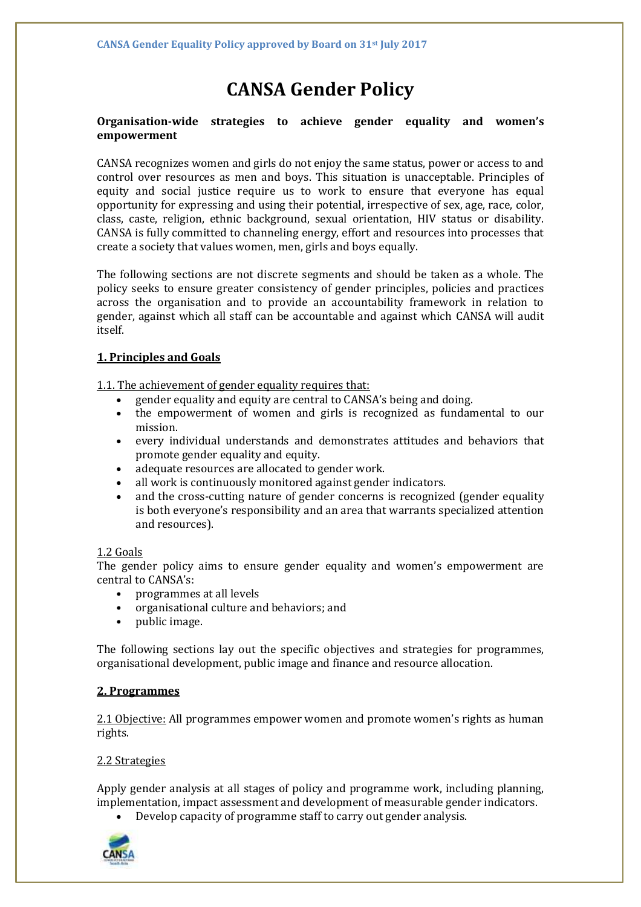CANSA Gender Equality Policy approved by Board on 31st July 2017

# CANSA Gender Policy

**Organisation-wide strategies to achieve gender equality and women's empowerment**

CANSA recognizes women and girls do not enjoy the same status, power or access to and control over resources as men and boys. This situation is unacceptable. Principles of equity and social justice require us to work to ensure that everyone has equal opportunity for expressing and using their potential, irrespective of sex, age, race, color, class, caste, religion, ethnic background, sexual orientation, HIV status or disability. CANSA is fully committed to channeling energy, effort and resources into processes that create a society that values women, men, girls and boys equally.

The following sections are not discrete segments and should be taken as a whole. The policy seeks to ensure greater consistency of gender principles, policies and practices across the organisation and to provide an accountability framework in relation to gender, against which all staff can be accountable and against which CANSA will audit itself.

## 1. Principles and Goals

1.1. The achievement of gender equality requires that:

- gender equality and equity are central to CANSA's being and doing.
- the empowerment of women and girls is recognized as fundamental to our mission.
- every individual understands and demonstrates attitudes and behaviors that promote gender equality and equity.
- adequate resources are allocated to gender work.
- all work is continuously monitored against gender indicators.
- and the cross-cutting nature of gender concerns is recognized (gender equality is both everyone's responsibility and an area that warrants specialized attention and resources).

1.2 Goals

The gender policy aims to ensure gender equality and women's empowerment are central to CANSA's:

- programmes at all levels
- organisational culture and behaviors; and
- public image.

The following sections lay out the specific objectives and strategies for programmes, organisational development, public image and finance and resource allocation.

## 2. Programmes

2.1 Objective: All programmes empower women and promote women's rights as human rights.

2.2 Strategies

Apply gender analysis at all stages of policy and programme work, including planning, implementation, impact assessment and development of measurable gender indicators.

- Develop capacity of programme staff to carry out gender analysis.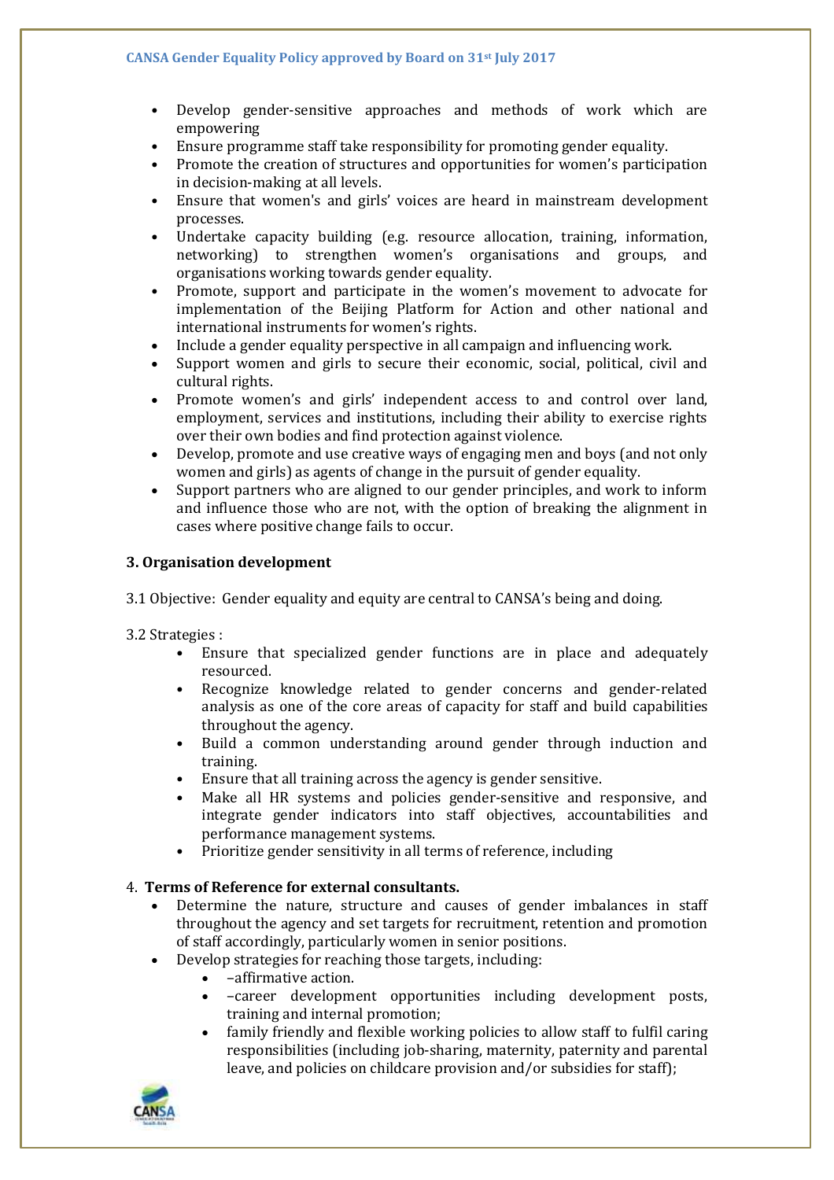- Develop gender-sensitive approaches and methods of work which are empowering
- Ensure programme staff take responsibility for promoting gender equality.
- Promote the creation of structures and opportunities for women's participation in decision-making at all levels.
- Ensure that women's and girls' voices are heard in mainstream development processes.
- Undertake capacity building (e.g. resource allocation, training, information, networking) to strengthen women's organisations and groups, and organisations working towards gender equality.
- Promote, support and participate in the women's movement to advocate for implementation of the Beijing Platform for Action and other national and international instruments for women's rights.
- Include a gender equality perspective in all campaign and influencing work.
- Support women and girls to secure their economic, social, political, civil and cultural rights.
- Promote women's and girls' independent access to and control over land, employment, services and institutions, including their ability to exercise rights over their own bodies and find protection against violence.
- Develop, promote and use creative ways of engaging men and boys (and not only women and girls) as agents of change in the pursuit of gender equality.
- Support partners who are aligned to our gender principles, and work to inform and influence those who are not, with the option of breaking the alignment in cases where positive change fails to occur.

**3. Organisation development**

3.1 Objective: Gender equality and equity are central to CANSA's being and doing.

3.2 Strategies :

- Ensure that specialized gender functions are in place and adequately resourced.
- Recognize knowledge related to gender concerns and gender-related analysis as one of the core areas of capacity for staff and build capabilities throughout the agency.
- Build a common understanding around gender through induction and training.
- Ensure that all training across the agency is gender sensitive.
- Make all HR systems and policies gender-sensitive and responsive, and integrate gender indicators into staff objectives, accountabilities and performance management systems.
- Prioritize gender sensitivity in all terms of reference, including

4. **Terms of Reference for external consultants.**

- Determine the nature, structure and causes of gender imbalances in staff throughout the agency and set targets for recruitment, retention and promotion of staff accordingly, particularly women in senior positions.
- Develop strategies for reaching those targets, including:
  - –affirmative action.
  - –career development opportunities including development posts, training and internal promotion;
  - family friendly and flexible working policies to allow staff to fulfil caring responsibilities (including job-sharing, maternity, paternity and parental leave, and policies on childcare provision and/or subsidies for staff);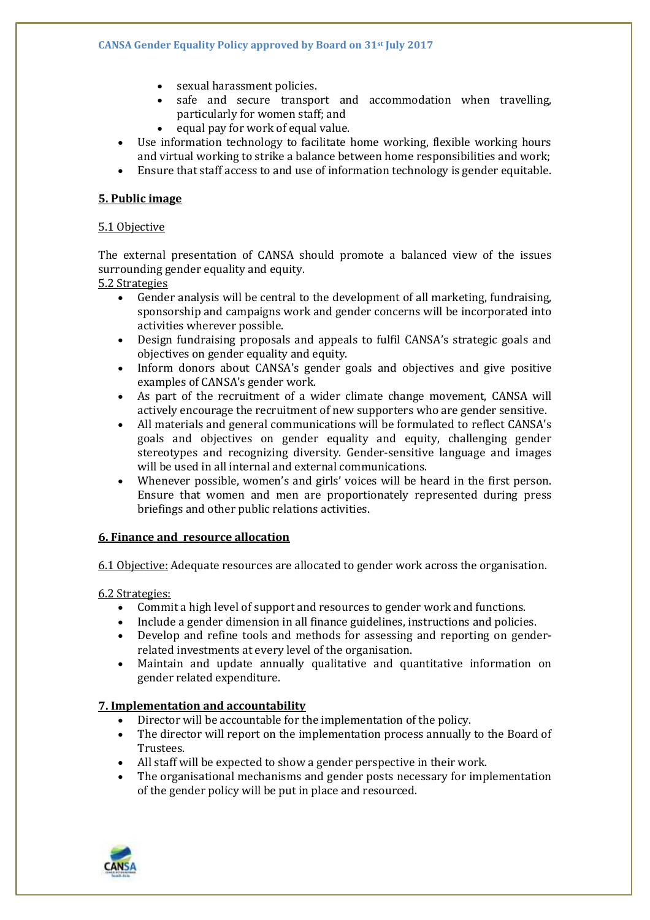- sexual harassment policies.
  - safe and secure transport and accommodation when travelling, particularly for women staff; and
  - equal pay for work of equal value.
- Use information technology to facilitate home working, flexible working hours and virtual working to strike a balance between home responsibilities and work;
- Ensure that staff access to and use of information technology is gender equitable.

## 5. Public image

5.1 Objective

The external presentation of CANSA should promote a balanced view of the issues surrounding gender equality and equity.

5.2 Strategies

- Gender analysis will be central to the development of all marketing, fundraising, sponsorship and campaigns work and gender concerns will be incorporated into activities wherever possible.
- Design fundraising proposals and appeals to fulfil CANSA's strategic goals and objectives on gender equality and equity.
- Inform donors about CANSA's gender goals and objectives and give positive examples of CANSA's gender work.
- As part of the recruitment of a wider climate change movement, CANSA will actively encourage the recruitment of new supporters who are gender sensitive.
- All materials and general communications will be formulated to reflect CANSA's goals and objectives on gender equality and equity, challenging gender stereotypes and recognizing diversity. Gender-sensitive language and images will be used in all internal and external communications.
- Whenever possible, women's and girls' voices will be heard in the first person. Ensure that women and men are proportionately represented during press briefings and other public relations activities.

## 6. Finance and resource allocation

6.1 Objective: Adequate resources are allocated to gender work across the organisation.

6.2 Strategies:

- Commit a high level of support and resources to gender work and functions.
- Include a gender dimension in all finance guidelines, instructions and policies.
- Develop and refine tools and methods for assessing and reporting on gender-related investments at every level of the organisation.
- Maintain and update annually qualitative and quantitative information on gender related expenditure.

## 7. Implementation and accountability

- Director will be accountable for the implementation of the policy.
- The director will report on the implementation process annually to the Board of Trustees.
- All staff will be expected to show a gender perspective in their work.
- The organisational mechanisms and gender posts necessary for implementation of the gender policy will be put in place and resourced.